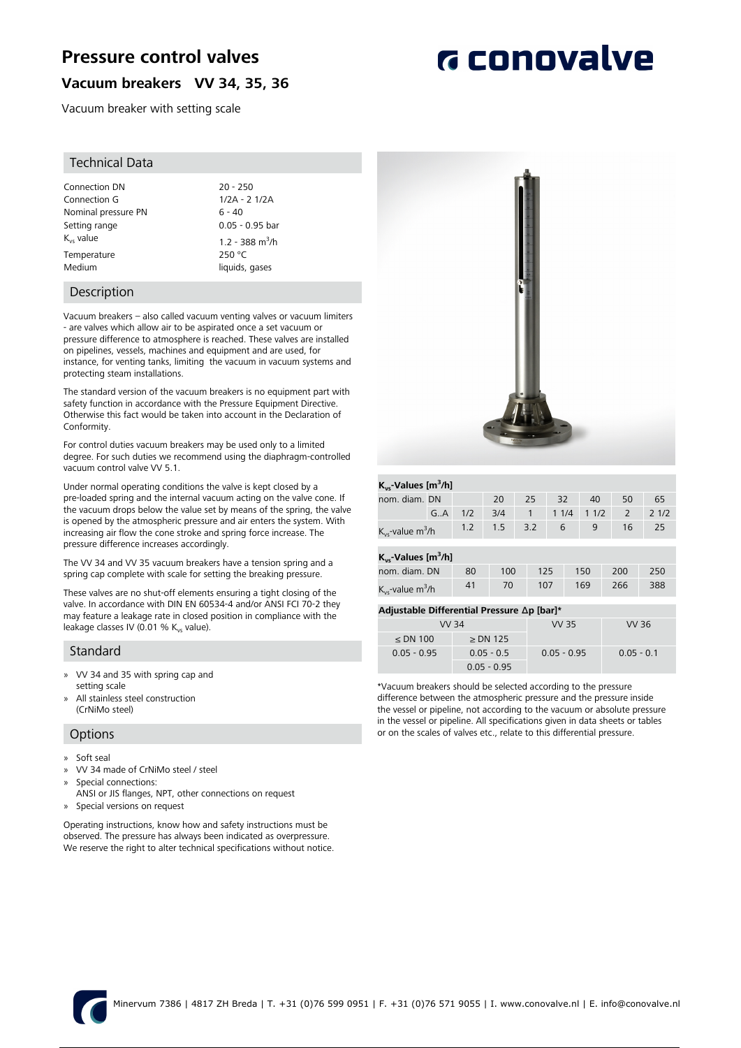# Pressure control valves

## Vacuum breakers VV 34, 35, 36

Vacuum breaker with setting scale

### Technical Data

| | |
|---|---|
| Connection DN | 20 - 250 |
| Connection G | 1/2A - 2 1/2A |
| Nominal pressure PN | 6 - 40 |
| Setting range | 0.05 - 0.95 bar |
| $K_{vs}$ value | 1.2 - 388 $m^3/h$ |
| Temperature | 250 °C |
| Medium | liquids, gases |

### Description

Vacuum breakers – also called vacuum venting valves or vacuum limiters - are valves which allow air to be aspirated once a set vacuum or pressure difference to atmosphere is reached. These valves are installed on pipelines, vessels, machines and equipment and are used, for instance, for venting tanks, limiting the vacuum in vacuum systems and protecting steam installations.

The standard version of the vacuum breakers is no equipment part with safety function in accordance with the Pressure Equipment Directive. Otherwise this fact would be taken into account in the Declaration of Conformity.

For control duties vacuum breakers may be used only to a limited degree. For such duties we recommend using the diaphragm-controlled vacuum control valve VV 5.1.

Under normal operating conditions the valve is kept closed by a pre-loaded spring and the internal vacuum acting on the valve cone. If the vacuum drops below the value set by means of the spring, the valve is opened by the atmospheric pressure and air enters the system. With increasing air flow the cone stroke and spring force increase. The pressure difference increases accordingly.

The VV 34 and VV 35 vacuum breakers have a tension spring and a spring cap complete with scale for setting the breaking pressure.

These valves are no shut-off elements ensuring a tight closing of the valve. In accordance with DIN EN 60534-4 and/or ANSI FCI 70-2 they may feature a leakage rate in closed position in compliance with the leakage classes IV (0.01 % $K_{vs}$ value).

### Standard

- VV 34 and 35 with spring cap and setting scale
- All stainless steel construction (CrNiMo steel)

### Options

- Soft seal
- VV 34 made of CrNiMo steel / steel
- Special connections: ANSI or JIS flanges, NPT, other connections on request
- Special versions on request

Operating instructions, know how and safety instructions must be observed. The pressure has always been indicated as overpressure. We reserve the right to alter technical specifications without notice.

**$K_{vs}$-Values [$m^3/h$]**

| nom. diam. DN | | 20 | 25 | 32 | 40 | 50 | 65 |
|---|---|---|---|---|---|---|---|
| G..A | 1/2 | 3/4 | 1 | 1 1/4 | 1 1/2 | 2 | 2 1/2 |
| $K_{vs}$-value $m^3/h$ | 1.2 | 1.5 | 3.2 | 6 | 9 | 16 | 25 |

**$K_{vs}$-Values [$m^3/h$]**

| nom. diam. DN | 80 | 100 | 125 | 150 | 200 | 250 |
|---|---|---|---|---|---|---|
| $K_{vs}$-value $m^3/h$ | 41 | 70 | 107 | 169 | 266 | 388 |

**Adjustable Differential Pressure Δp [bar]***

| VV 34 | | VV 35 | VV 36 |
|---|---|---|---|
| ≤ DN 100 | ≥ DN 125 | | |
| 0.05 - 0.95 | 0.05 - 0.5 | 0.05 - 0.95 | 0.05 - 0.1 |
| | 0.05 - 0.95 | | |

*Vacuum breakers should be selected according to the pressure difference between the atmospheric pressure and the pressure inside the vessel or pipeline, not according to the vacuum or absolute pressure in the vessel or pipeline. All specifications given in data sheets or tables or on the scales of valves etc., relate to this differential pressure.

Minervum 7386 | 4817 ZH Breda | T. +31 (0)76 599 0951 | F. +31 (0)76 571 9055 | I. www.conovalve.nl | E. info@conovalve.nl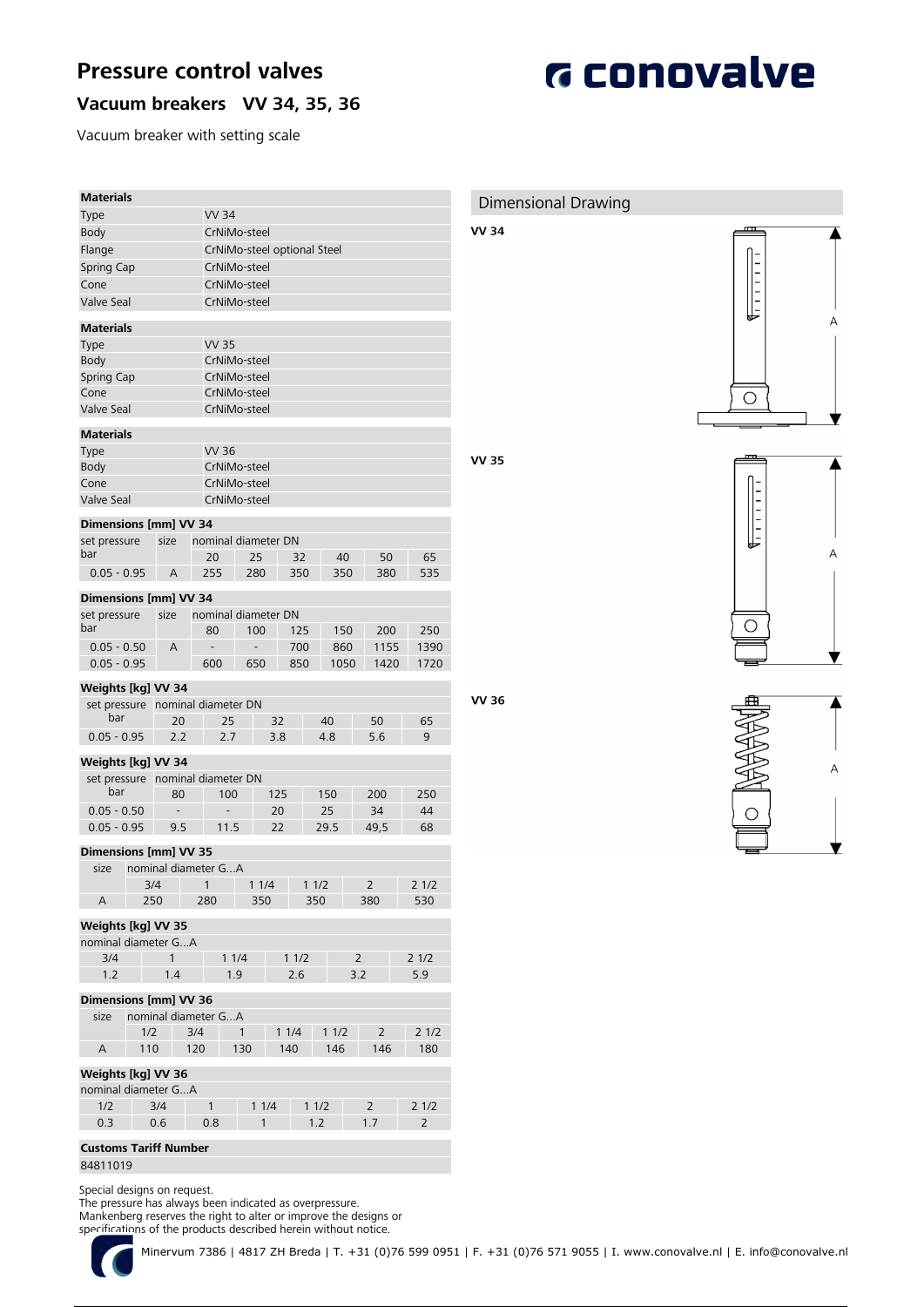# Pressure control valves

## Vacuum breakers VV 34, 35, 36

Vacuum breaker with setting scale

| Materials | |
|---|---|
| Type | VV 34 |
| Body | CrNiMo-steel |
| Flange | CrNiMo-steel optional Steel |
| Spring Cap | CrNiMo-steel |
| Cone | CrNiMo-steel |
| Valve Seal | CrNiMo-steel |

| Materials | |
|---|---|
| Type | VV 35 |
| Body | CrNiMo-steel |
| Spring Cap | CrNiMo-steel |
| Cone | CrNiMo-steel |
| Valve Seal | CrNiMo-steel |

| Materials | |
|---|---|
| Type | VV 36 |
| Body | CrNiMo-steel |
| Cone | CrNiMo-steel |
| Valve Seal | CrNiMo-steel |

**Dimensions [mm] VV 34**

| set pressure bar | size | nominal diameter DN | | | | | |
|---|---|---|---|---|---|---|---|
| | | 20 | 25 | 32 | 40 | 50 | 65 |
| 0.05 - 0.95 | A | 255 | 280 | 350 | 350 | 380 | 535 |

**Dimensions [mm] VV 34**

| set pressure bar | size | nominal diameter DN | | | | | |
|---|---|---|---|---|---|---|---|
| | | 80 | 100 | 125 | 150 | 200 | 250 |
| 0.05 - 0.50 | A | - | - | 700 | 860 | 1155 | 1390 |
| 0.05 - 0.95 | | 600 | 650 | 850 | 1050 | 1420 | 1720 |

**Weights [kg] VV 34**

| set pressure bar | nominal diameter DN | | | | | |
|---|---|---|---|---|---|---|
| | 20 | 25 | 32 | 40 | 50 | 65 |
| 0.05 - 0.95 | 2.2 | 2.7 | 3.8 | 4.8 | 5.6 | 9 |

**Weights [kg] VV 34**

| set pressure bar | nominal diameter DN | | | | | |
|---|---|---|---|---|---|---|
| | 80 | 100 | 125 | 150 | 200 | 250 |
| 0.05 - 0.50 | - | - | 20 | 25 | 34 | 44 |
| 0.05 - 0.95 | 9.5 | 11.5 | 22 | 29.5 | 49,5 | 68 |

**Dimensions [mm] VV 35**

| size | nominal diameter G...A | | | | | |
|---|---|---|---|---|---|---|
| | 3/4 | 1 | 1 1/4 | 1 1/2 | 2 | 2 1/2 |
| A | 250 | 280 | 350 | 350 | 380 | 530 |

**Weights [kg] VV 35**

| nominal diameter G...A | | | | | |
|---|---|---|---|---|---|
| 3/4 | 1 | 1 1/4 | 1 1/2 | 2 | 2 1/2 |
| 1.2 | 1.4 | 1.9 | 2.6 | 3.2 | 5.9 |

**Dimensions [mm] VV 36**

| size | nominal diameter G...A | | | | | | |
|---|---|---|---|---|---|---|---|
| | 1/2 | 3/4 | 1 | 1 1/4 | 1 1/2 | 2 | 2 1/2 |
| A | 110 | 120 | 130 | 140 | 146 | 146 | 180 |

**Weights [kg] VV 36**

| nominal diameter G...A | | | | | | |
|---|---|---|---|---|---|---|
| 1/2 | 3/4 | 1 | 1 1/4 | 1 1/2 | 2 | 2 1/2 |
| 0.3 | 0.6 | 0.8 | 1 | 1.2 | 1.7 | 2 |

**Customs Tariff Number**

84811019

Special designs on request.
The pressure has always been indicated as overpressure.
Mankenberg reserves the right to alter or improve the designs or specifications of the products described herein without notice.

### Dimensional Drawing

VV 34

A

VV 35

A

VV 36

A

Minervum 7386 | 4817 ZH Breda | T. +31 (0)76 599 0951 | F. +31 (0)76 571 9055 | I. www.conovalve.nl | E. info@conovalve.nl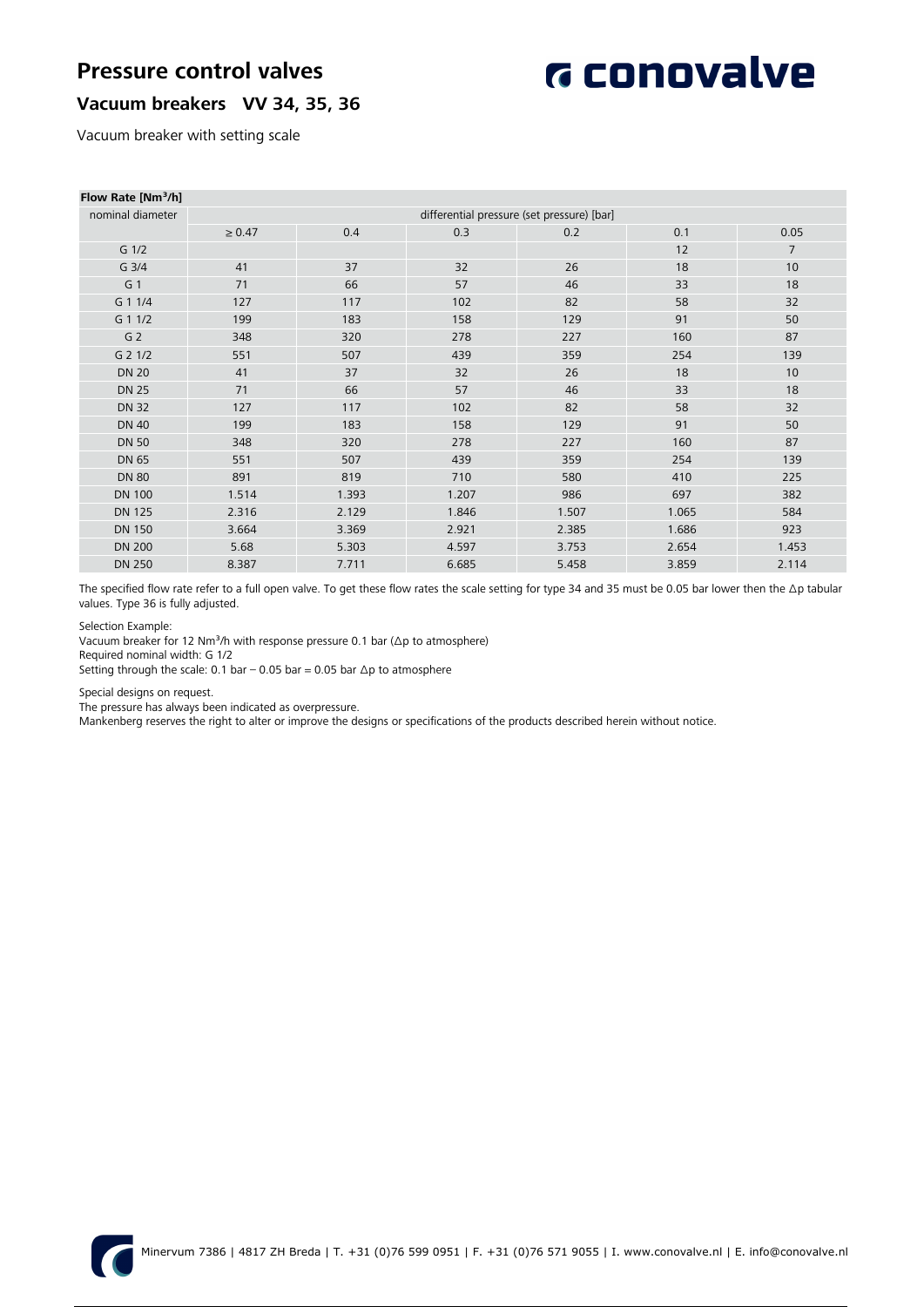# Pressure control valves

## Vacuum breakers VV 34, 35, 36

Vacuum breaker with setting scale

| Flow Rate [Nm³/h] | | | | | | |
|---|---|---|---|---|---|---|
| nominal diameter | differential pressure (set pressure) [bar] | | | | | |
| | ≥ 0.47 | 0.4 | 0.3 | 0.2 | 0.1 | 0.05 |
| G 1/2 | | | | | 12 | 7 |
| G 3/4 | 41 | 37 | 32 | 26 | 18 | 10 |
| G 1 | 71 | 66 | 57 | 46 | 33 | 18 |
| G 1 1/4 | 127 | 117 | 102 | 82 | 58 | 32 |
| G 1 1/2 | 199 | 183 | 158 | 129 | 91 | 50 |
| G 2 | 348 | 320 | 278 | 227 | 160 | 87 |
| G 2 1/2 | 551 | 507 | 439 | 359 | 254 | 139 |
| DN 20 | 41 | 37 | 32 | 26 | 18 | 10 |
| DN 25 | 71 | 66 | 57 | 46 | 33 | 18 |
| DN 32 | 127 | 117 | 102 | 82 | 58 | 32 |
| DN 40 | 199 | 183 | 158 | 129 | 91 | 50 |
| DN 50 | 348 | 320 | 278 | 227 | 160 | 87 |
| DN 65 | 551 | 507 | 439 | 359 | 254 | 139 |
| DN 80 | 891 | 819 | 710 | 580 | 410 | 225 |
| DN 100 | 1.514 | 1.393 | 1.207 | 986 | 697 | 382 |
| DN 125 | 2.316 | 2.129 | 1.846 | 1.507 | 1.065 | 584 |
| DN 150 | 3.664 | 3.369 | 2.921 | 2.385 | 1.686 | 923 |
| DN 200 | 5.68 | 5.303 | 4.597 | 3.753 | 2.654 | 1.453 |
| DN 250 | 8.387 | 7.711 | 6.685 | 5.458 | 3.859 | 2.114 |

The specified flow rate refer to a full open valve. To get these flow rates the scale setting for type 34 and 35 must be 0.05 bar lower then the Δp tabular values. Type 36 is fully adjusted.

Selection Example:
Vacuum breaker for 12 Nm³/h with response pressure 0.1 bar (Δp to atmosphere)
Required nominal width: G 1/2
Setting through the scale: 0.1 bar – 0.05 bar = 0.05 bar Δp to atmosphere

Special designs on request.
The pressure has always been indicated as overpressure.
Mankenberg reserves the right to alter or improve the designs or specifications of the products described herein without notice.